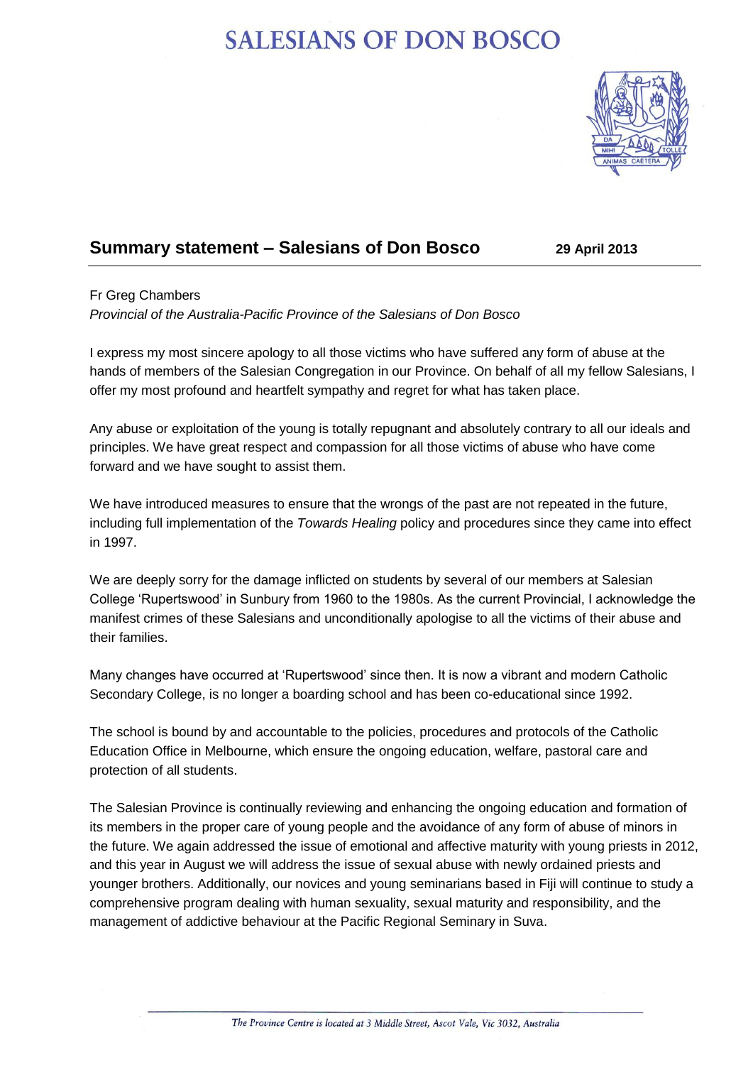# SALESIANS OF DON BOSCO

## Summary statement – Salesians of Don Bosco

**29 April 2013**

Fr Greg Chambers
*Provincial of the Australia-Pacific Province of the Salesians of Don Bosco*

I express my most sincere apology to all those victims who have suffered any form of abuse at the hands of members of the Salesian Congregation in our Province. On behalf of all my fellow Salesians, I offer my most profound and heartfelt sympathy and regret for what has taken place.

Any abuse or exploitation of the young is totally repugnant and absolutely contrary to all our ideals and principles. We have great respect and compassion for all those victims of abuse who have come forward and we have sought to assist them.

We have introduced measures to ensure that the wrongs of the past are not repeated in the future, including full implementation of the *Towards Healing* policy and procedures since they came into effect in 1997.

We are deeply sorry for the damage inflicted on students by several of our members at Salesian College 'Rupertswood' in Sunbury from 1960 to the 1980s. As the current Provincial, I acknowledge the manifest crimes of these Salesians and unconditionally apologise to all the victims of their abuse and their families.

Many changes have occurred at 'Rupertswood' since then. It is now a vibrant and modern Catholic Secondary College, is no longer a boarding school and has been co-educational since 1992.

The school is bound by and accountable to the policies, procedures and protocols of the Catholic Education Office in Melbourne, which ensure the ongoing education, welfare, pastoral care and protection of all students.

The Salesian Province is continually reviewing and enhancing the ongoing education and formation of its members in the proper care of young people and the avoidance of any form of abuse of minors in the future. We again addressed the issue of emotional and affective maturity with young priests in 2012, and this year in August we will address the issue of sexual abuse with newly ordained priests and younger brothers. Additionally, our novices and young seminarians based in Fiji will continue to study a comprehensive program dealing with human sexuality, sexual maturity and responsibility, and the management of addictive behaviour at the Pacific Regional Seminary in Suva.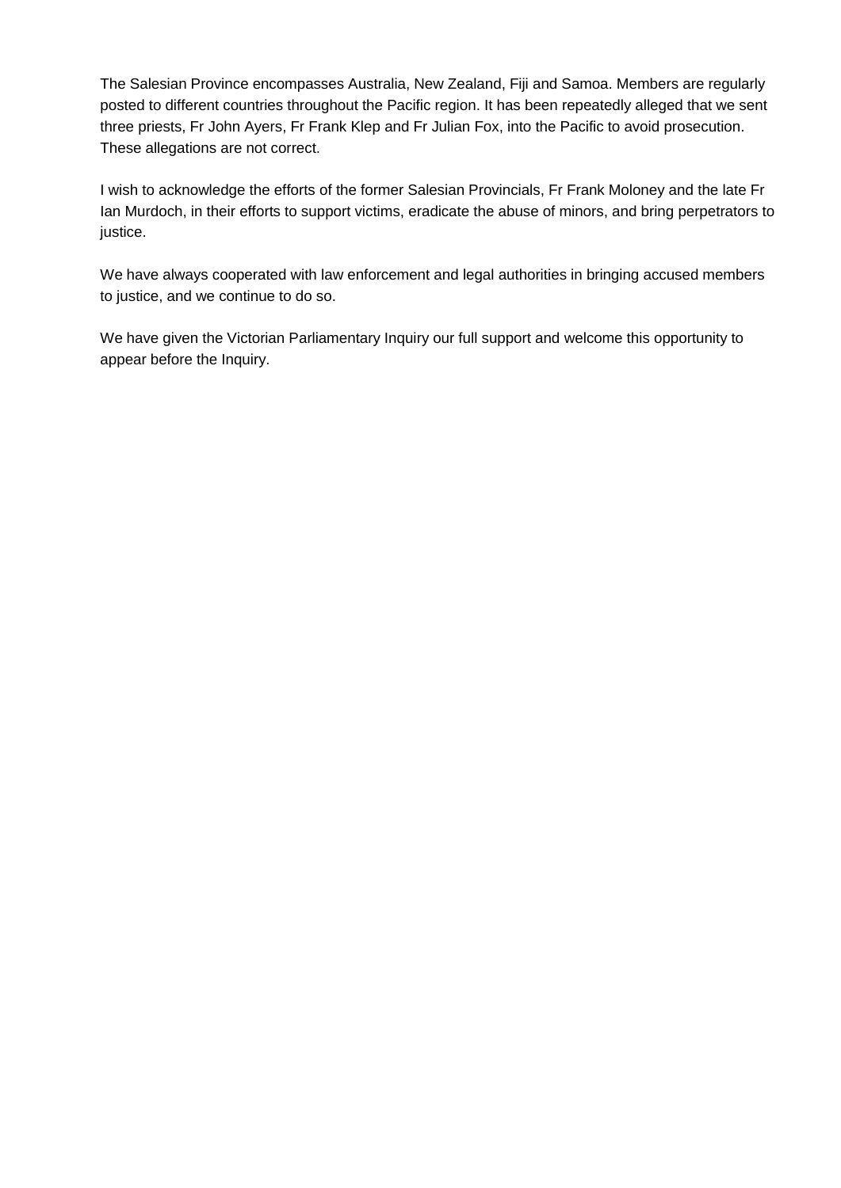The Salesian Province encompasses Australia, New Zealand, Fiji and Samoa. Members are regularly posted to different countries throughout the Pacific region. It has been repeatedly alleged that we sent three priests, Fr John Ayers, Fr Frank Klep and Fr Julian Fox, into the Pacific to avoid prosecution. These allegations are not correct.

I wish to acknowledge the efforts of the former Salesian Provincials, Fr Frank Moloney and the late Fr Ian Murdoch, in their efforts to support victims, eradicate the abuse of minors, and bring perpetrators to justice.

We have always cooperated with law enforcement and legal authorities in bringing accused members to justice, and we continue to do so.

We have given the Victorian Parliamentary Inquiry our full support and welcome this opportunity to appear before the Inquiry.